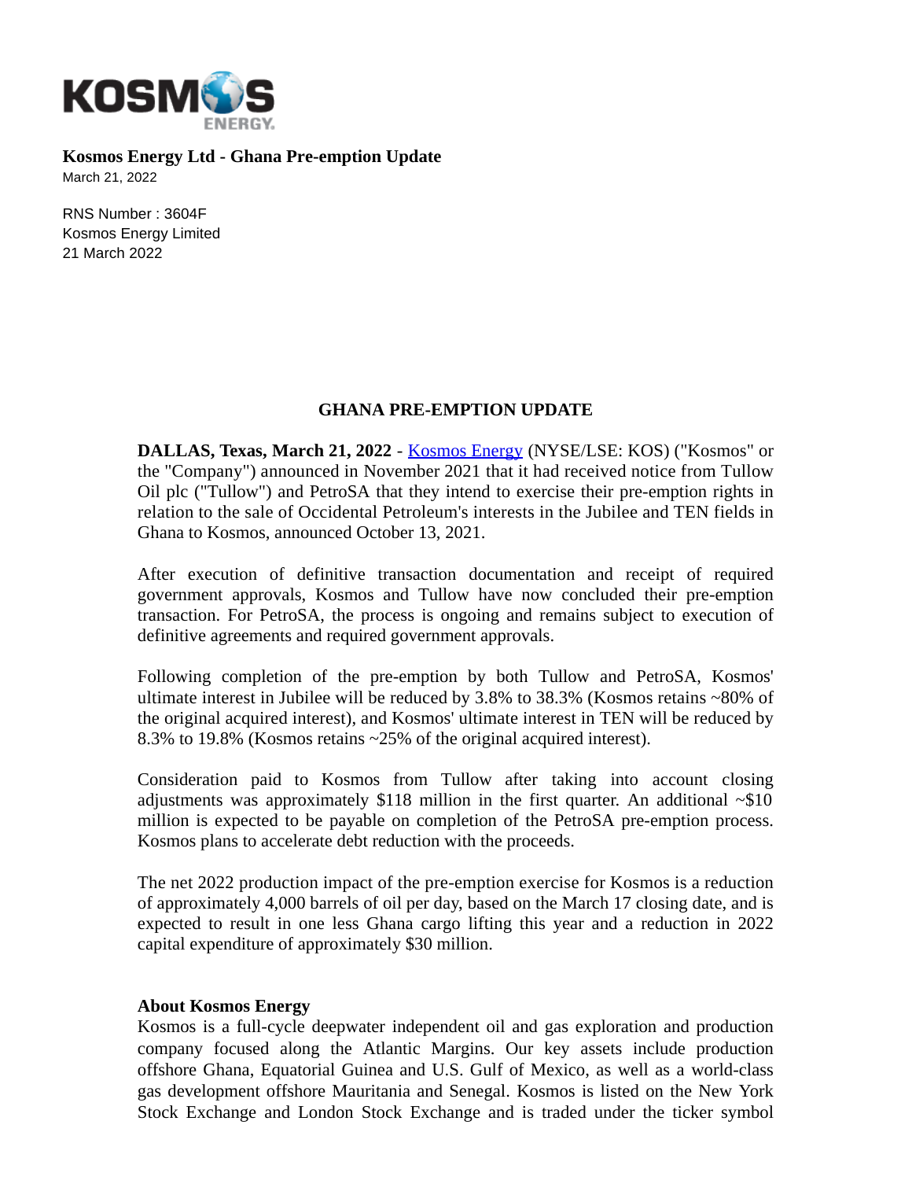**Kosmos Energy Ltd - Ghana Pre-emption Update**

March 21, 2022

RNS Number : 3604F
Kosmos Energy Limited
21 March 2022

## GHANA PRE-EMPTION UPDATE

**DALLAS, Texas, March 21, 2022** - Kosmos Energy (NYSE/LSE: KOS) ("Kosmos" or the "Company") announced in November 2021 that it had received notice from Tullow Oil plc ("Tullow") and PetroSA that they intend to exercise their pre-emption rights in relation to the sale of Occidental Petroleum's interests in the Jubilee and TEN fields in Ghana to Kosmos, announced October 13, 2021.

After execution of definitive transaction documentation and receipt of required government approvals, Kosmos and Tullow have now concluded their pre-emption transaction. For PetroSA, the process is ongoing and remains subject to execution of definitive agreements and required government approvals.

Following completion of the pre-emption by both Tullow and PetroSA, Kosmos' ultimate interest in Jubilee will be reduced by 3.8% to 38.3% (Kosmos retains ~80% of the original acquired interest), and Kosmos' ultimate interest in TEN will be reduced by 8.3% to 19.8% (Kosmos retains ~25% of the original acquired interest).

Consideration paid to Kosmos from Tullow after taking into account closing adjustments was approximately $118 million in the first quarter. An additional ~$10 million is expected to be payable on completion of the PetroSA pre-emption process. Kosmos plans to accelerate debt reduction with the proceeds.

The net 2022 production impact of the pre-emption exercise for Kosmos is a reduction of approximately 4,000 barrels of oil per day, based on the March 17 closing date, and is expected to result in one less Ghana cargo lifting this year and a reduction in 2022 capital expenditure of approximately $30 million.

**About Kosmos Energy**

Kosmos is a full-cycle deepwater independent oil and gas exploration and production company focused along the Atlantic Margins. Our key assets include production offshore Ghana, Equatorial Guinea and U.S. Gulf of Mexico, as well as a world-class gas development offshore Mauritania and Senegal. Kosmos is listed on the New York Stock Exchange and London Stock Exchange and is traded under the ticker symbol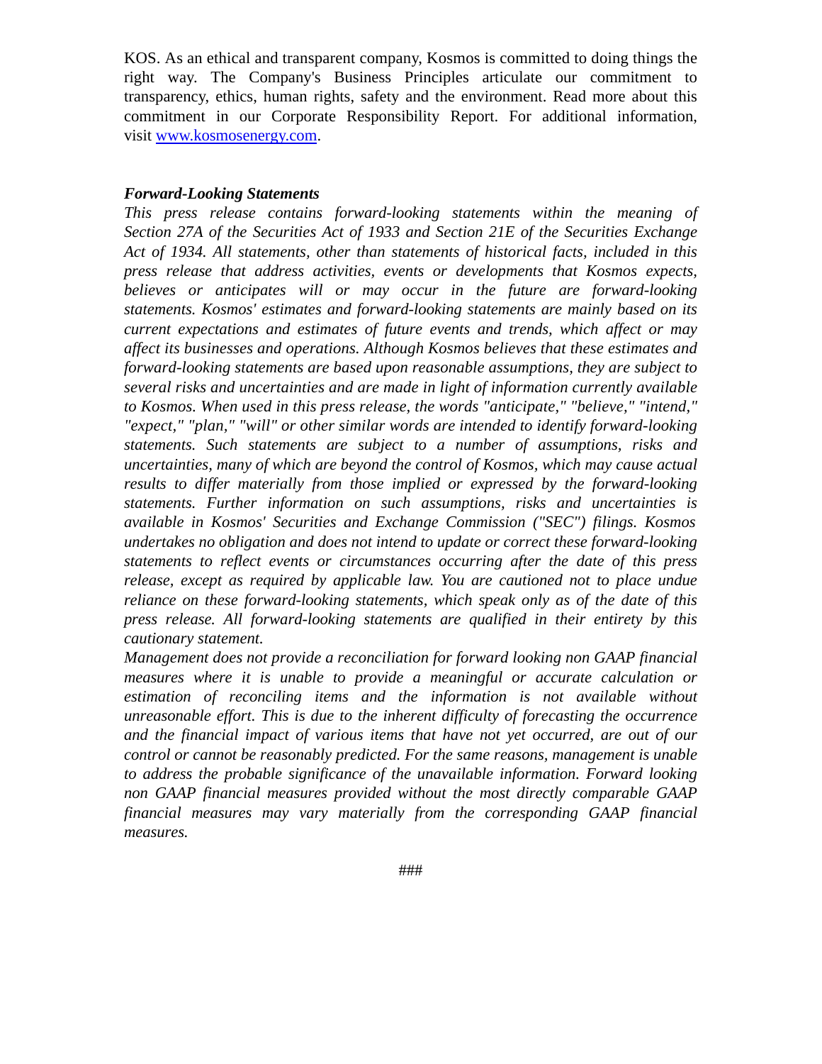KOS. As an ethical and transparent company, Kosmos is committed to doing things the right way. The Company's Business Principles articulate our commitment to transparency, ethics, human rights, safety and the environment. Read more about this commitment in our Corporate Responsibility Report. For additional information, visit [www.kosmosenergy.com](www.kosmosenergy.com).

***Forward-Looking Statements***

*This press release contains forward-looking statements within the meaning of Section 27A of the Securities Act of 1933 and Section 21E of the Securities Exchange Act of 1934. All statements, other than statements of historical facts, included in this press release that address activities, events or developments that Kosmos expects, believes or anticipates will or may occur in the future are forward-looking statements. Kosmos' estimates and forward-looking statements are mainly based on its current expectations and estimates of future events and trends, which affect or may affect its businesses and operations. Although Kosmos believes that these estimates and forward-looking statements are based upon reasonable assumptions, they are subject to several risks and uncertainties and are made in light of information currently available to Kosmos. When used in this press release, the words "anticipate," "believe," "intend," "expect," "plan," "will" or other similar words are intended to identify forward-looking statements. Such statements are subject to a number of assumptions, risks and uncertainties, many of which are beyond the control of Kosmos, which may cause actual results to differ materially from those implied or expressed by the forward-looking statements. Further information on such assumptions, risks and uncertainties is available in Kosmos' Securities and Exchange Commission ("SEC") filings. Kosmos undertakes no obligation and does not intend to update or correct these forward-looking statements to reflect events or circumstances occurring after the date of this press release, except as required by applicable law. You are cautioned not to place undue reliance on these forward-looking statements, which speak only as of the date of this press release. All forward-looking statements are qualified in their entirety by this cautionary statement.*

*Management does not provide a reconciliation for forward looking non GAAP financial measures where it is unable to provide a meaningful or accurate calculation or estimation of reconciling items and the information is not available without unreasonable effort. This is due to the inherent difficulty of forecasting the occurrence and the financial impact of various items that have not yet occurred, are out of our control or cannot be reasonably predicted. For the same reasons, management is unable to address the probable significance of the unavailable information. Forward looking non GAAP financial measures provided without the most directly comparable GAAP financial measures may vary materially from the corresponding GAAP financial measures.*

###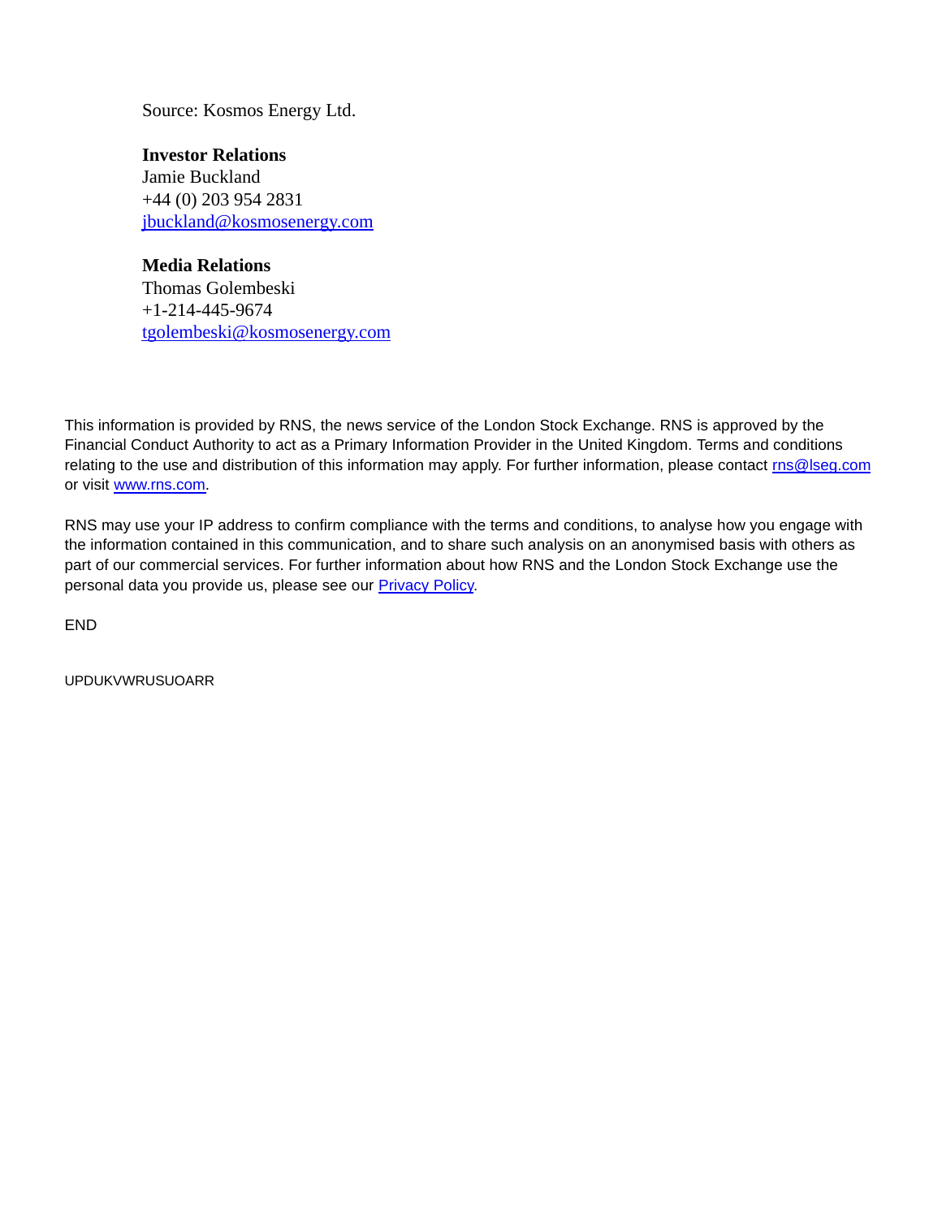Source: Kosmos Energy Ltd.

**Investor Relations**
Jamie Buckland
+44 (0) 203 954 2831
jbuckland@kosmosenergy.com

**Media Relations**
Thomas Golembeski
+1-214-445-9674
tgolembeski@kosmosenergy.com

This information is provided by RNS, the news service of the London Stock Exchange. RNS is approved by the Financial Conduct Authority to act as a Primary Information Provider in the United Kingdom. Terms and conditions relating to the use and distribution of this information may apply. For further information, please contact rns@lseg.com or visit www.rns.com.

RNS may use your IP address to confirm compliance with the terms and conditions, to analyse how you engage with the information contained in this communication, and to share such analysis on an anonymised basis with others as part of our commercial services. For further information about how RNS and the London Stock Exchange use the personal data you provide us, please see our Privacy Policy.

END

UPDUKVWRUSUOARR